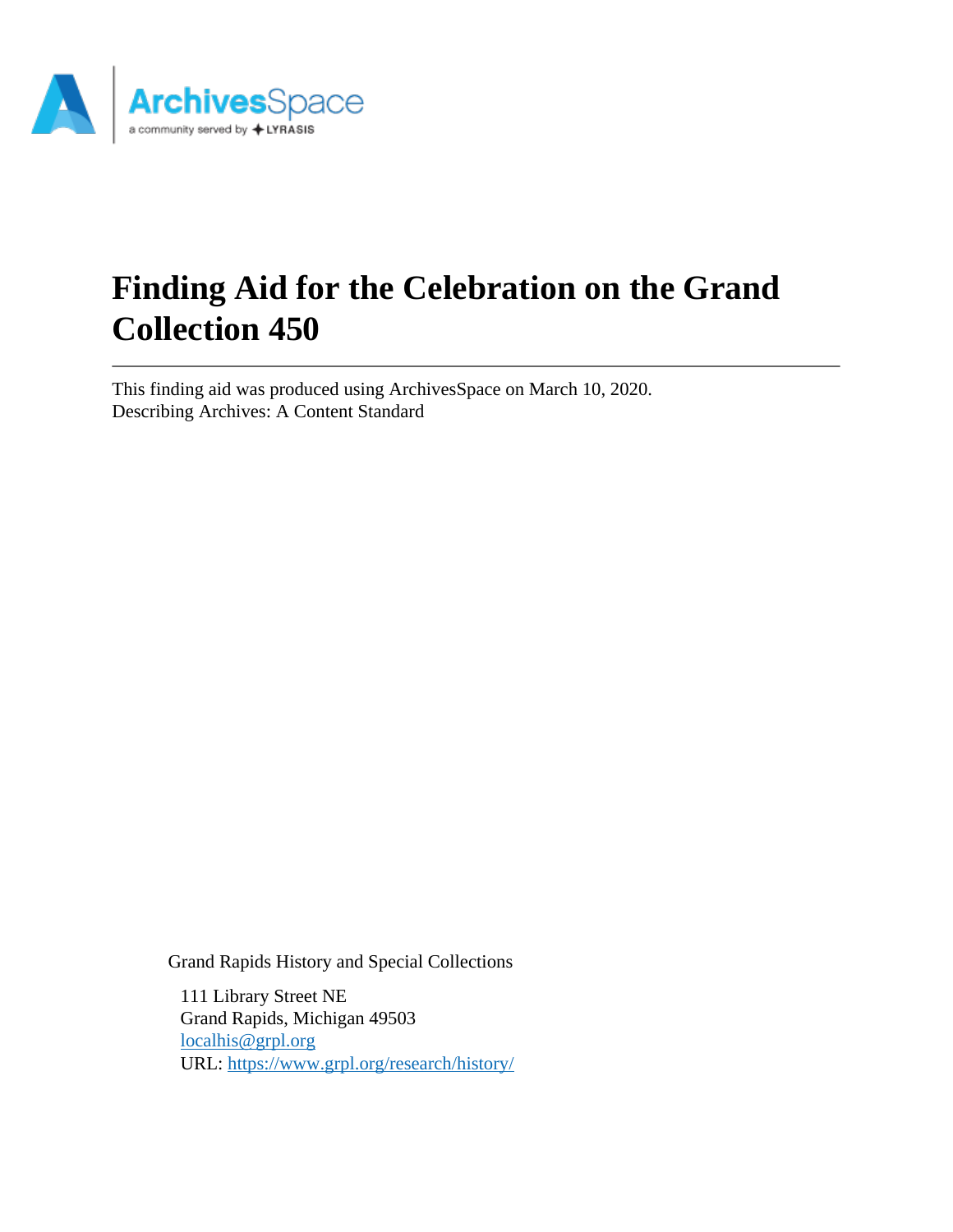# Finding Aid for the Celebration on the Grand Collection 450

This finding aid was produced using ArchivesSpace on March 10, 2020.
Describing Archives: A Content Standard

Grand Rapids History and Special Collections

111 Library Street NE
Grand Rapids, Michigan 49503
localhis@grpl.org
URL: https://www.grpl.org/research/history/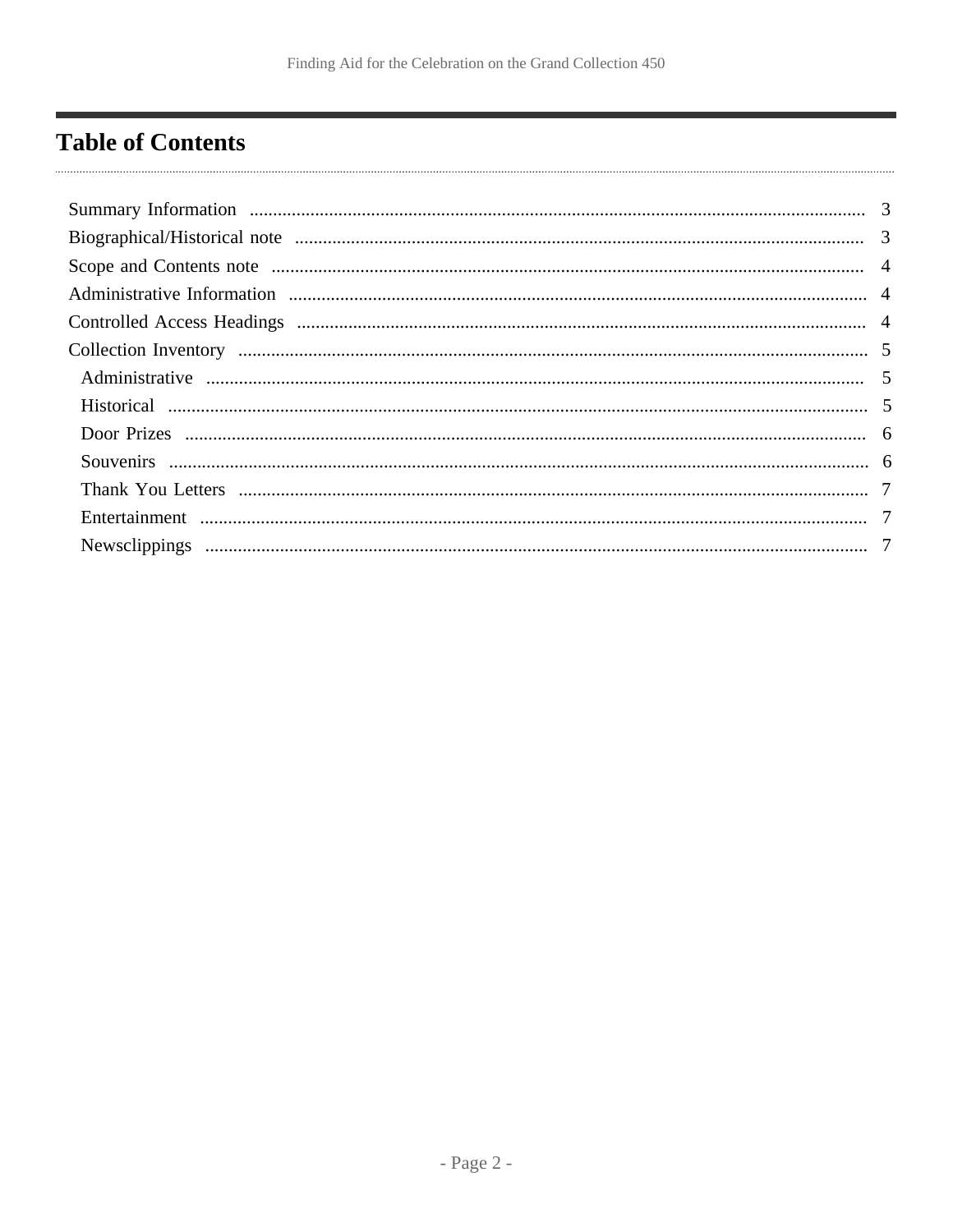# Table of Contents

- Summary Information ... 3
- Biographical/Historical note ... 3
- Scope and Contents note ... 4
- Administrative Information ... 4
- Controlled Access Headings ... 4
- Collection Inventory ... 5
  - Administrative ... 5
  - Historical ... 5
  - Door Prizes ... 6
  - Souvenirs ... 6
  - Thank You Letters ... 7
  - Entertainment ... 7
  - Newsclippings ... 7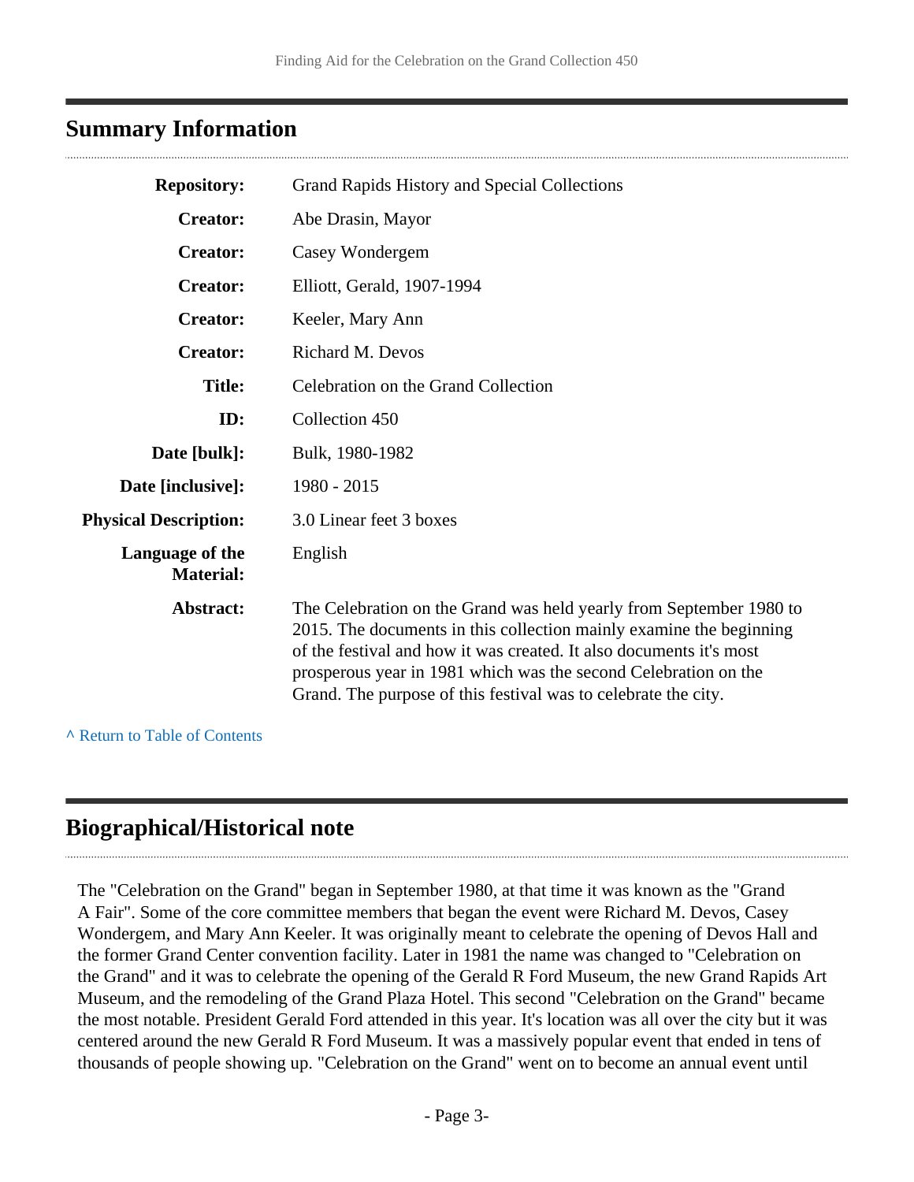## Summary Information

| | |
|---|---|
| **Repository:** | Grand Rapids History and Special Collections |
| **Creator:** | Abe Drasin, Mayor |
| **Creator:** | Casey Wondergem |
| **Creator:** | Elliott, Gerald, 1907-1994 |
| **Creator:** | Keeler, Mary Ann |
| **Creator:** | Richard M. Devos |
| **Title:** | Celebration on the Grand Collection |
| **ID:** | Collection 450 |
| **Date [bulk]:** | Bulk, 1980-1982 |
| **Date [inclusive]:** | 1980 - 2015 |
| **Physical Description:** | 3.0 Linear feet 3 boxes |
| **Language of the Material:** | English |
| **Abstract:** | The Celebration on the Grand was held yearly from September 1980 to 2015. The documents in this collection mainly examine the beginning of the festival and how it was created. It also documents it's most prosperous year in 1981 which was the second Celebration on the Grand. The purpose of this festival was to celebrate the city. |

^ Return to Table of Contents

## Biographical/Historical note

The "Celebration on the Grand" began in September 1980, at that time it was known as the "Grand A Fair". Some of the core committee members that began the event were Richard M. Devos, Casey Wondergem, and Mary Ann Keeler. It was originally meant to celebrate the opening of Devos Hall and the former Grand Center convention facility. Later in 1981 the name was changed to "Celebration on the Grand" and it was to celebrate the opening of the Gerald R Ford Museum, the new Grand Rapids Art Museum, and the remodeling of the Grand Plaza Hotel. This second "Celebration on the Grand" became the most notable. President Gerald Ford attended in this year. It's location was all over the city but it was centered around the new Gerald R Ford Museum. It was a massively popular event that ended in tens of thousands of people showing up. "Celebration on the Grand" went on to become an annual event until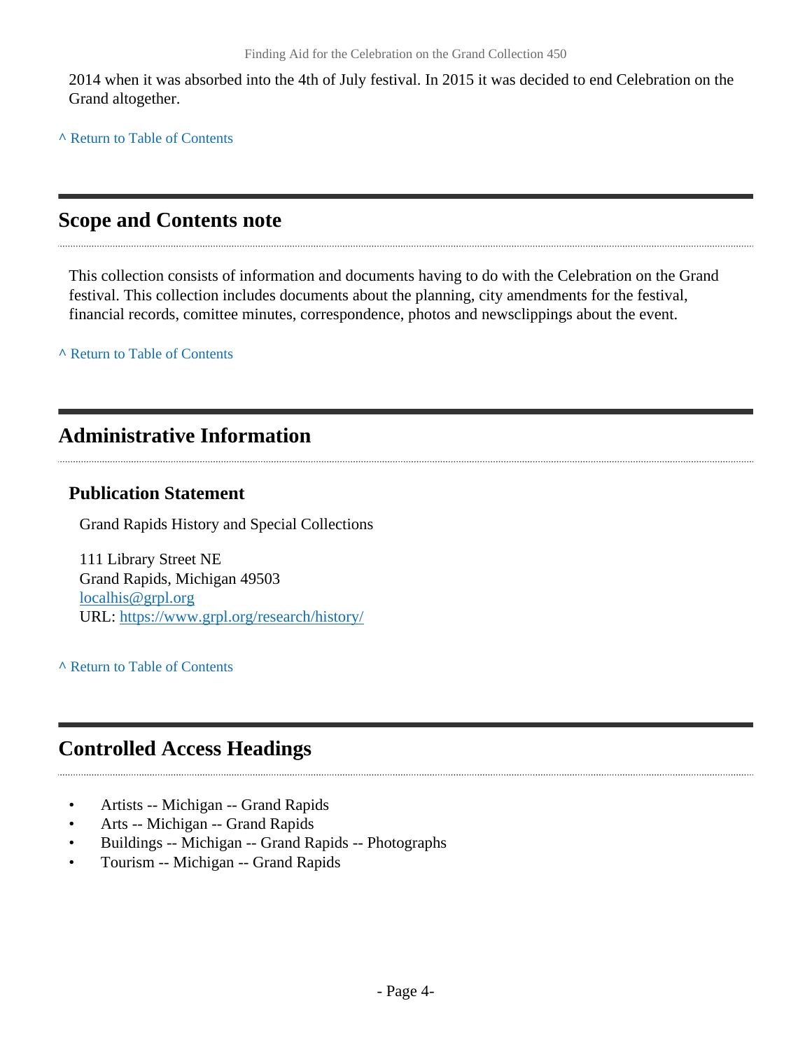2014 when it was absorbed into the 4th of July festival. In 2015 it was decided to end Celebration on the Grand altogether.

^ Return to Table of Contents

## Scope and Contents note

This collection consists of information and documents having to do with the Celebration on the Grand festival. This collection includes documents about the planning, city amendments for the festival, financial records, comittee minutes, correspondence, photos and newsclippings about the event.

^ Return to Table of Contents

## Administrative Information

### Publication Statement

Grand Rapids History and Special Collections

111 Library Street NE
Grand Rapids, Michigan 49503
localhis@grpl.org
URL: https://www.grpl.org/research/history/

^ Return to Table of Contents

## Controlled Access Headings

- Artists -- Michigan -- Grand Rapids
- Arts -- Michigan -- Grand Rapids
- Buildings -- Michigan -- Grand Rapids -- Photographs
- Tourism -- Michigan -- Grand Rapids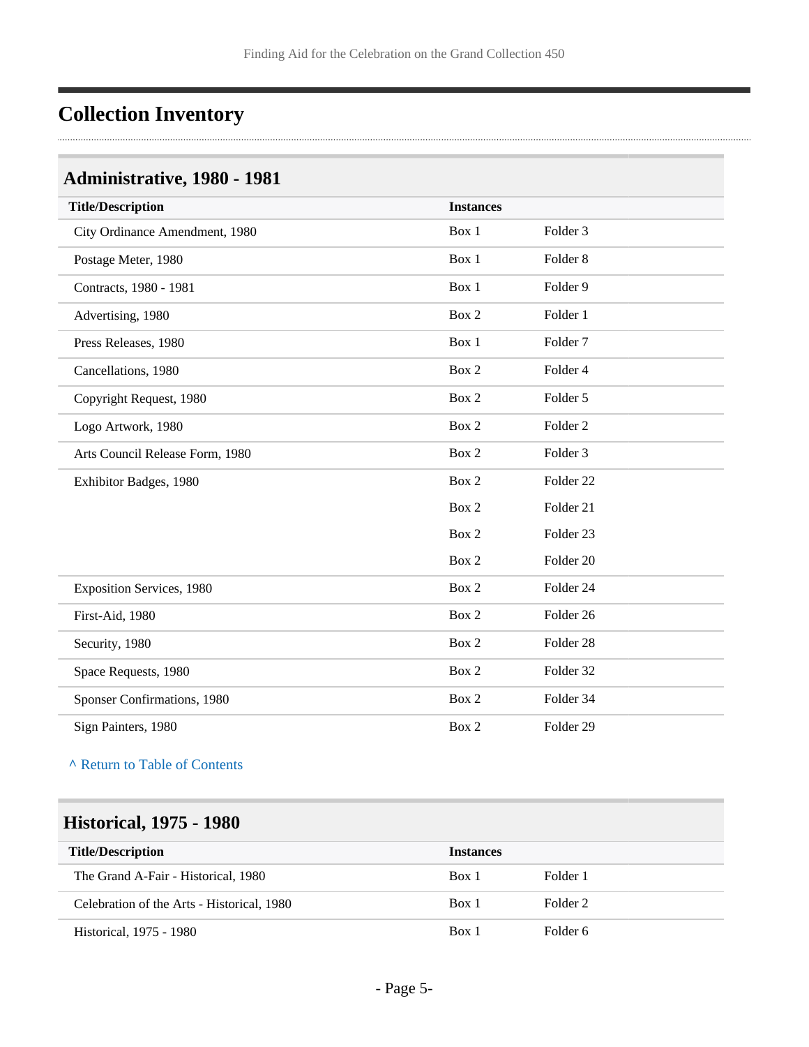## Collection Inventory

### Administrative, 1980 - 1981

| Title/Description | Instances | |
|---|---|---|
| City Ordinance Amendment, 1980 | Box 1 | Folder 3 |
| Postage Meter, 1980 | Box 1 | Folder 8 |
| Contracts, 1980 - 1981 | Box 1 | Folder 9 |
| Advertising, 1980 | Box 2 | Folder 1 |
| Press Releases, 1980 | Box 1 | Folder 7 |
| Cancellations, 1980 | Box 2 | Folder 4 |
| Copyright Request, 1980 | Box 2 | Folder 5 |
| Logo Artwork, 1980 | Box 2 | Folder 2 |
| Arts Council Release Form, 1980 | Box 2 | Folder 3 |
| Exhibitor Badges, 1980 | Box 2 | Folder 22 |
| | Box 2 | Folder 21 |
| | Box 2 | Folder 23 |
| | Box 2 | Folder 20 |
| Exposition Services, 1980 | Box 2 | Folder 24 |
| First-Aid, 1980 | Box 2 | Folder 26 |
| Security, 1980 | Box 2 | Folder 28 |
| Space Requests, 1980 | Box 2 | Folder 32 |
| Sponser Confirmations, 1980 | Box 2 | Folder 34 |
| Sign Painters, 1980 | Box 2 | Folder 29 |

^ Return to Table of Contents

### Historical, 1975 - 1980

| Title/Description | Instances | |
|---|---|---|
| The Grand A-Fair - Historical, 1980 | Box 1 | Folder 1 |
| Celebration of the Arts - Historical, 1980 | Box 1 | Folder 2 |
| Historical, 1975 - 1980 | Box 1 | Folder 6 |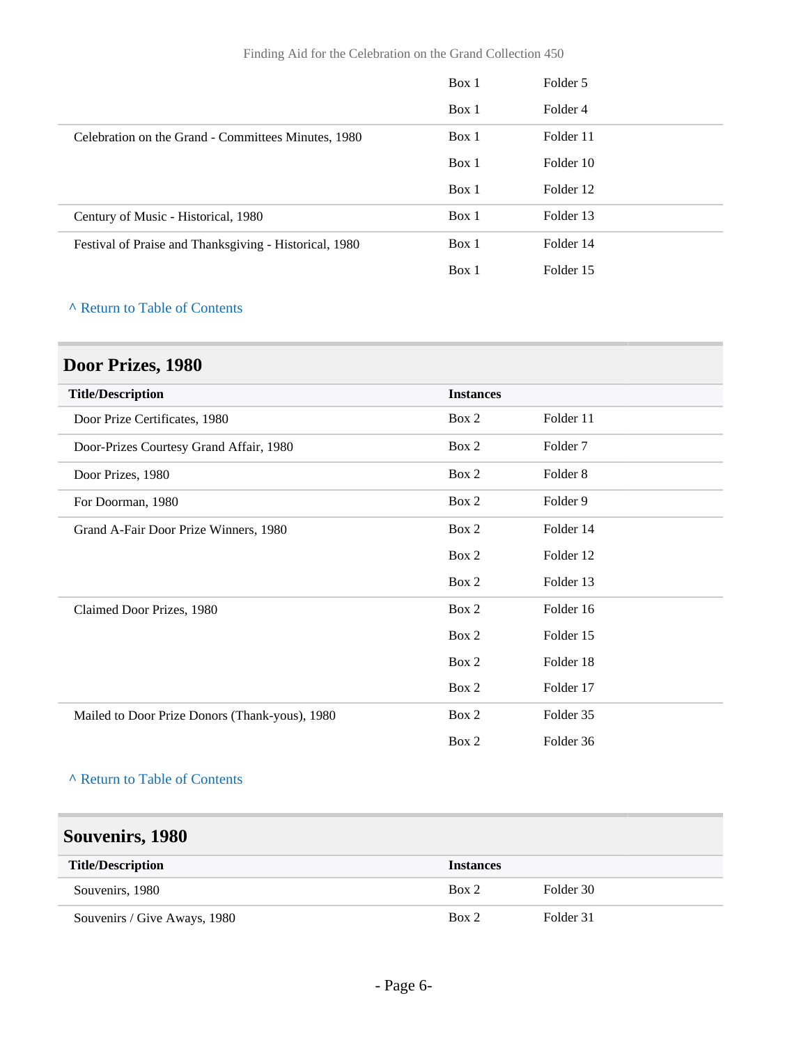| | | |
|---|---|---|
| | Box 1 | Folder 5 |
| | Box 1 | Folder 4 |
| Celebration on the Grand - Committees Minutes, 1980 | Box 1 | Folder 11 |
| | Box 1 | Folder 10 |
| | Box 1 | Folder 12 |
| Century of Music - Historical, 1980 | Box 1 | Folder 13 |
| Festival of Praise and Thanksgiving - Historical, 1980 | Box 1 | Folder 14 |
| | Box 1 | Folder 15 |

^ Return to Table of Contents

## Door Prizes, 1980

| Title/Description | Instances | |
|---|---|---|
| Door Prize Certificates, 1980 | Box 2 | Folder 11 |
| Door-Prizes Courtesy Grand Affair, 1980 | Box 2 | Folder 7 |
| Door Prizes, 1980 | Box 2 | Folder 8 |
| For Doorman, 1980 | Box 2 | Folder 9 |
| Grand A-Fair Door Prize Winners, 1980 | Box 2 | Folder 14 |
| | Box 2 | Folder 12 |
| | Box 2 | Folder 13 |
| Claimed Door Prizes, 1980 | Box 2 | Folder 16 |
| | Box 2 | Folder 15 |
| | Box 2 | Folder 18 |
| | Box 2 | Folder 17 |
| Mailed to Door Prize Donors (Thank-yous), 1980 | Box 2 | Folder 35 |
| | Box 2 | Folder 36 |

^ Return to Table of Contents

## Souvenirs, 1980

| Title/Description | Instances | |
|---|---|---|
| Souvenirs, 1980 | Box 2 | Folder 30 |
| Souvenirs / Give Aways, 1980 | Box 2 | Folder 31 |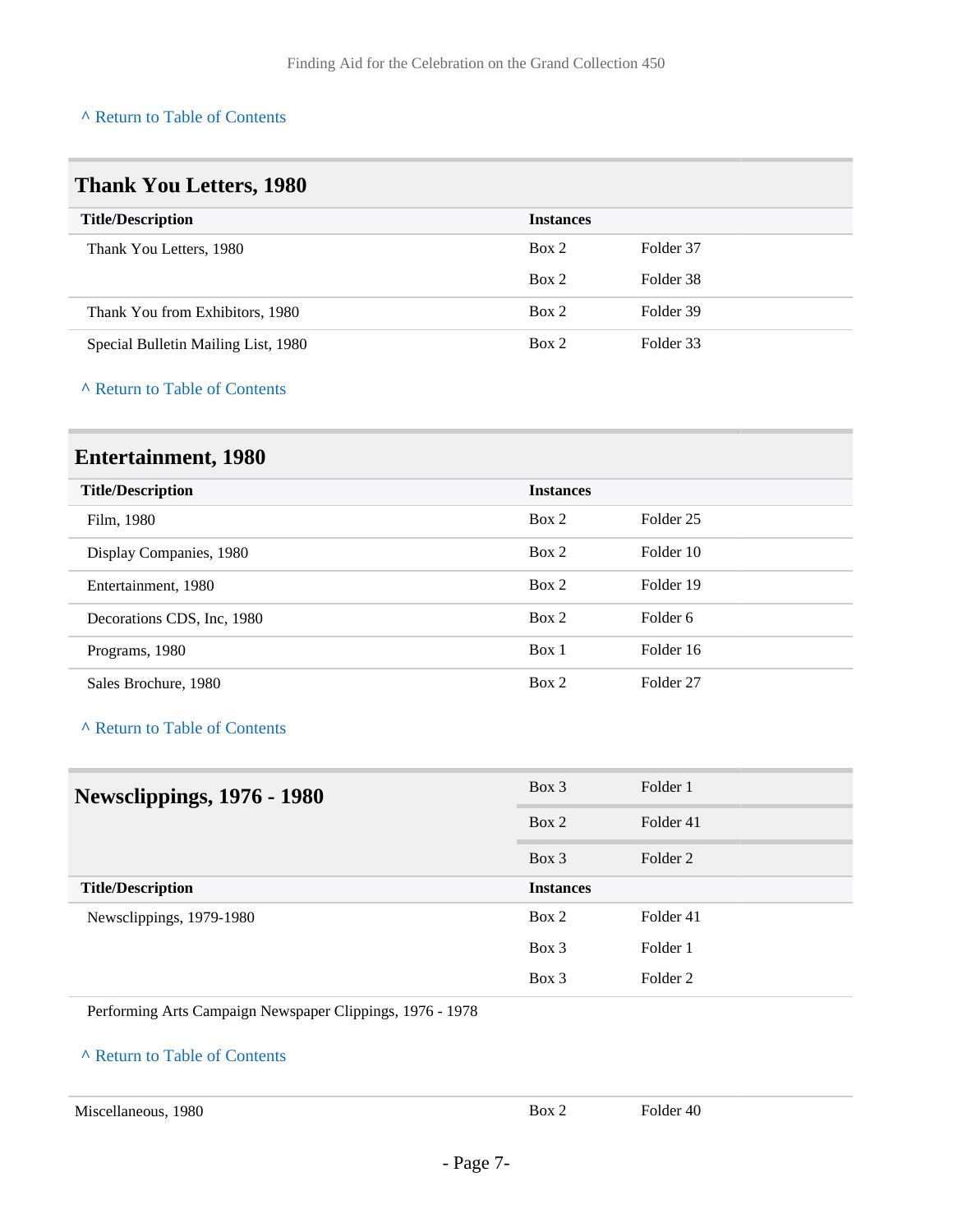^ Return to Table of Contents

## Thank You Letters, 1980

| Title/Description | Instances | |
|---|---|---|
| Thank You Letters, 1980 | Box 2 | Folder 37 |
| | Box 2 | Folder 38 |
| Thank You from Exhibitors, 1980 | Box 2 | Folder 39 |
| Special Bulletin Mailing List, 1980 | Box 2 | Folder 33 |

^ Return to Table of Contents

## Entertainment, 1980

| Title/Description | Instances | |
|---|---|---|
| Film, 1980 | Box 2 | Folder 25 |
| Display Companies, 1980 | Box 2 | Folder 10 |
| Entertainment, 1980 | Box 2 | Folder 19 |
| Decorations CDS, Inc, 1980 | Box 2 | Folder 6 |
| Programs, 1980 | Box 1 | Folder 16 |
| Sales Brochure, 1980 | Box 2 | Folder 27 |

^ Return to Table of Contents

## Newsclippings, 1976 - 1980

| | | |
|---|---|---|
| Box 3 | Folder 1 |
| Box 2 | Folder 41 |
| Box 3 | Folder 2 |

| Title/Description | Instances | |
|---|---|---|
| Newsclippings, 1979-1980 | Box 2 | Folder 41 |
| | Box 3 | Folder 1 |
| | Box 3 | Folder 2 |
| Performing Arts Campaign Newspaper Clippings, 1976 - 1978 | | |

^ Return to Table of Contents

| | | |
|---|---|---|
| Miscellaneous, 1980 | Box 2 | Folder 40 |